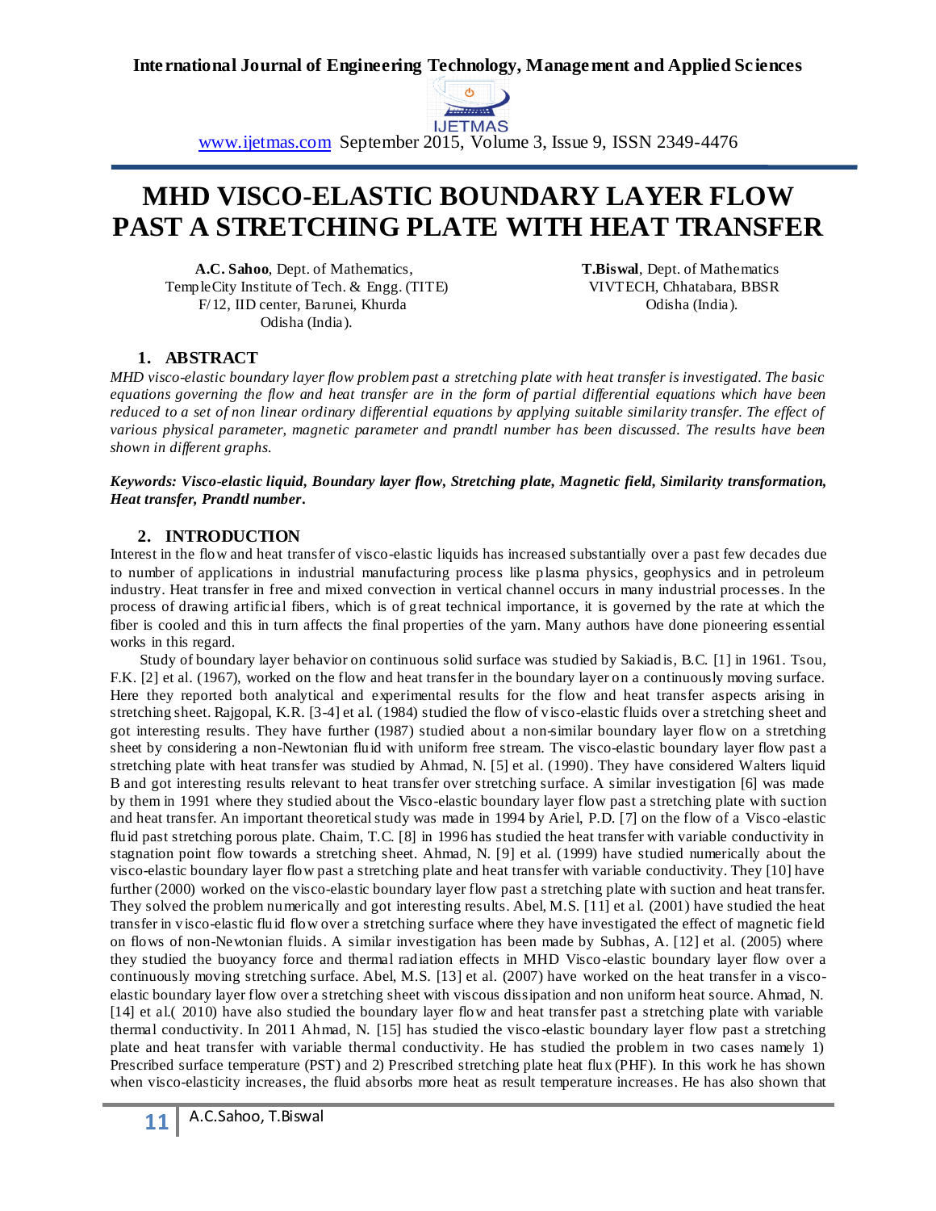# MHD VISCO-ELASTIC BOUNDARY LAYER FLOW PAST A STRETCHING PLATE WITH HEAT TRANSFER

**A.C. Sahoo**, Dept. of Mathematics, TempleCity Institute of Tech. & Engg. (TITE) F/12, IID center, Barunei, Khurda Odisha (India).

**T.Biswal**, Dept. of Mathematics VIVTECH, Chhatabara, BBSR Odisha (India).

## 1. ABSTRACT

*MHD visco-elastic boundary layer flow problem past a stretching plate with heat transfer is investigated. The basic equations governing the flow and heat transfer are in the form of partial differential equations which have been reduced to a set of non linear ordinary differential equations by applying suitable similarity transfer. The effect of various physical parameter, magnetic parameter and prandtl number has been discussed. The results have been shown in different graphs.*

***Keywords: Visco-elastic liquid, Boundary layer flow, Stretching plate, Magnetic field, Similarity transformation, Heat transfer, Prandtl number.***

## 2. INTRODUCTION

Interest in the flow and heat transfer of visco-elastic liquids has increased substantially over a past few decades due to number of applications in industrial manufacturing process like plasma physics, geophysics and in petroleum industry. Heat transfer in free and mixed convection in vertical channel occurs in many industrial processes. In the process of drawing artificial fibers, which is of great technical importance, it is governed by the rate at which the fiber is cooled and this in turn affects the final properties of the yarn. Many authors have done pioneering essential works in this regard.

Study of boundary layer behavior on continuous solid surface was studied by Sakiadis, B.C. [1] in 1961. Tsou, F.K. [2] et al. (1967), worked on the flow and heat transfer in the boundary layer on a continuously moving surface. Here they reported both analytical and experimental results for the flow and heat transfer aspects arising in stretching sheet. Rajgopal, K.R. [3-4] et al. (1984) studied the flow of visco-elastic fluids over a stretching sheet and got interesting results. They have further (1987) studied about a non-similar boundary layer flow on a stretching sheet by considering a non-Newtonian fluid with uniform free stream. The visco-elastic boundary layer flow past a stretching plate with heat transfer was studied by Ahmad, N. [5] et al. (1990). They have considered Walters liquid B and got interesting results relevant to heat transfer over stretching surface. A similar investigation [6] was made by them in 1991 where they studied about the Visco-elastic boundary layer flow past a stretching plate with suction and heat transfer. An important theoretical study was made in 1994 by Ariel, P.D. [7] on the flow of a Visco-elastic fluid past stretching porous plate. Chaim, T.C. [8] in 1996 has studied the heat transfer with variable conductivity in stagnation point flow towards a stretching sheet. Ahmad, N. [9] et al. (1999) have studied numerically about the visco-elastic boundary layer flow past a stretching plate and heat transfer with variable conductivity. They [10] have further (2000) worked on the visco-elastic boundary layer flow past a stretching plate with suction and heat transfer. They solved the problem numerically and got interesting results. Abel, M.S. [11] et al. (2001) have studied the heat transfer in visco-elastic fluid flow over a stretching surface where they have investigated the effect of magnetic field on flows of non-Newtonian fluids. A similar investigation has been made by Subhas, A. [12] et al. (2005) where they studied the buoyancy force and thermal radiation effects in MHD Visco-elastic boundary layer flow over a continuously moving stretching surface. Abel, M.S. [13] et al. (2007) have worked on the heat transfer in a visco-elastic boundary layer flow over a stretching sheet with viscous dissipation and non uniform heat source. Ahmad, N. [14] et al.( 2010) have also studied the boundary layer flow and heat transfer past a stretching plate with variable thermal conductivity. In 2011 Ahmad, N. [15] has studied the visco-elastic boundary layer flow past a stretching plate and heat transfer with variable thermal conductivity. He has studied the problem in two cases namely 1) Prescribed surface temperature (PST) and 2) Prescribed stretching plate heat flux (PHF). In this work he has shown when visco-elasticity increases, the fluid absorbs more heat as result temperature increases. He has also shown that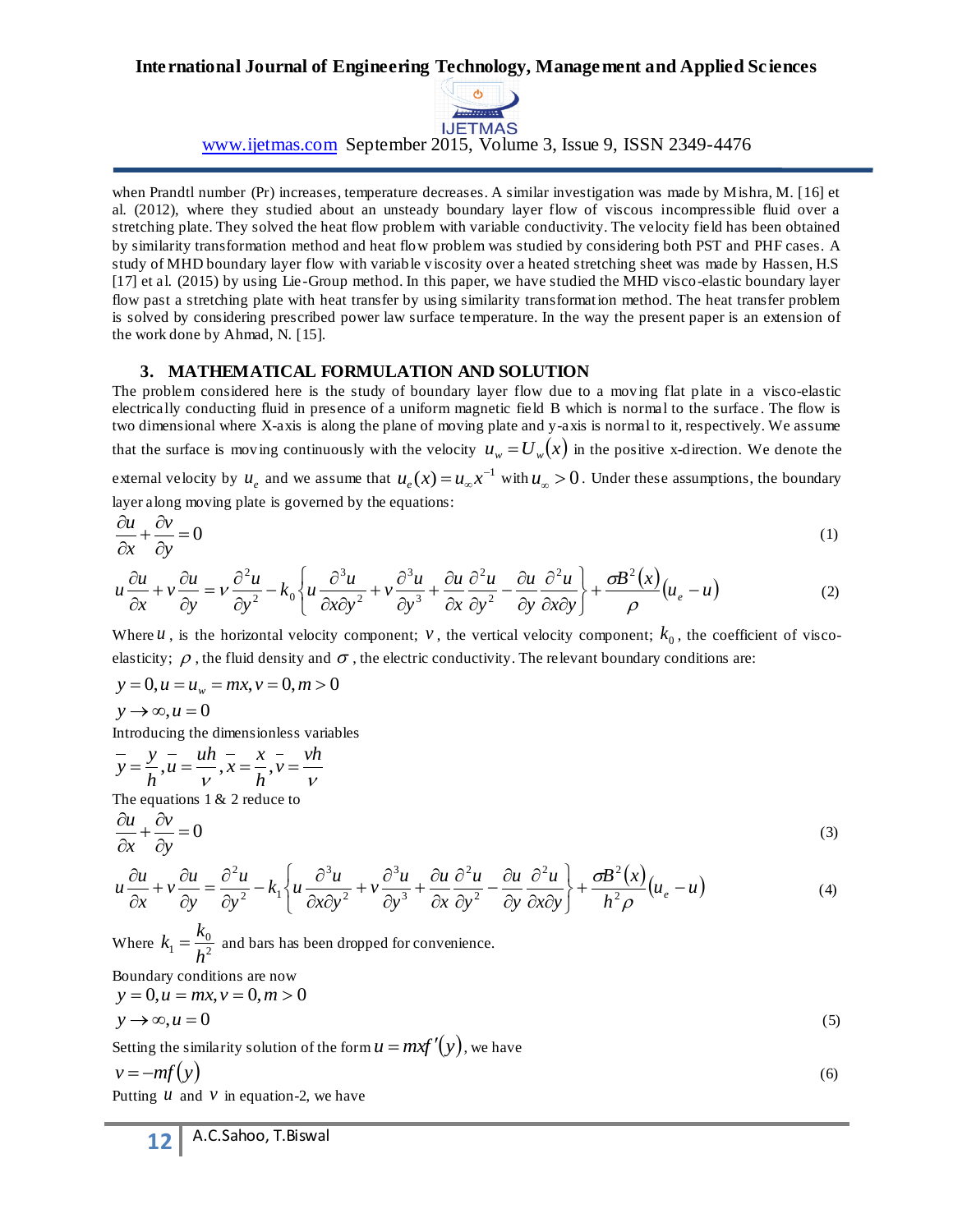when Prandtl number (Pr) increases, temperature decreases. A similar investigation was made by Mishra, M. [16] et al. (2012), where they studied about an unsteady boundary layer flow of viscous incompressible fluid over a stretching plate. They solved the heat flow problem with variable conductivity. The velocity field has been obtained by similarity transformation method and heat flow problem was studied by considering both PST and PHF cases. A study of MHD boundary layer flow with variable viscosity over a heated stretching sheet was made by Hassen, H.S [17] et al. (2015) by using Lie-Group method. In this paper, we have studied the MHD visco-elastic boundary layer flow past a stretching plate with heat transfer by using similarity transformation method. The heat transfer problem is solved by considering prescribed power law surface temperature. In the way the present paper is an extension of the work done by Ahmad, N. [15].

## 3. MATHEMATICAL FORMULATION AND SOLUTION

The problem considered here is the study of boundary layer flow due to a moving flat plate in a visco-elastic electrically conducting fluid in presence of a uniform magnetic field B which is normal to the surface. The flow is two dimensional where X-axis is along the plane of moving plate and y-axis is normal to it, respectively. We assume that the surface is moving continuously with the velocity $u_w = U_w(x)$ in the positive x-direction. We denote the external velocity by $u_e$ and we assume that $u_e(x) = u_\infty x^{-1}$ with $u_\infty > 0$. Under these assumptions, the boundary layer along moving plate is governed by the equations:

$$\frac{\partial u}{\partial x} + \frac{\partial v}{\partial y} = 0 \tag{1}$$

$$u\frac{\partial u}{\partial x} + v\frac{\partial u}{\partial y} = \nu\frac{\partial^2 u}{\partial y^2} - k_0\left\{u\frac{\partial^3 u}{\partial x \partial y^2} + v\frac{\partial^3 u}{\partial y^3} + \frac{\partial u}{\partial x}\frac{\partial^2 u}{\partial y^2} - \frac{\partial u}{\partial y}\frac{\partial^2 u}{\partial x \partial y}\right\} + \frac{\sigma B^2(x)}{\rho}(u_e - u) \tag{2}$$

Where $u$, is the horizontal velocity component; $v$, the vertical velocity component; $k_0$, the coefficient of visco-elasticity; $\rho$, the fluid density and $\sigma$, the electric conductivity. The relevant boundary conditions are:

$$y = 0, u = u_w = mx, v = 0, m > 0$$

$$y \to \infty, u = 0$$

Introducing the dimensionless variables

$$\bar{y} = \frac{y}{h}, \bar{u} = \frac{uh}{\nu}, \bar{x} = \frac{x}{h}, \bar{v} = \frac{vh}{\nu}$$

The equations 1 & 2 reduce to

$$\frac{\partial u}{\partial x} + \frac{\partial v}{\partial y} = 0 \tag{3}$$

$$u\frac{\partial u}{\partial x} + v\frac{\partial u}{\partial y} = \frac{\partial^2 u}{\partial y^2} - k_1\left\{u\frac{\partial^3 u}{\partial x \partial y^2} + v\frac{\partial^3 u}{\partial y^3} + \frac{\partial u}{\partial x}\frac{\partial^2 u}{\partial y^2} - \frac{\partial u}{\partial y}\frac{\partial^2 u}{\partial x \partial y}\right\} + \frac{\sigma B^2(x)}{h^2 \rho}(u_e - u) \tag{4}$$

Where $k_1 = \frac{k_0}{h^2}$ and bars has been dropped for convenience.

Boundary conditions are now

$$y = 0, u = mx, v = 0, m > 0$$

$$y \to \infty, u = 0 \tag{5}$$

Setting the similarity solution of the form $u = mxf'(y)$, we have

$$v = -mf(y) \tag{6}$$

Putting $u$ and $v$ in equation-2, we have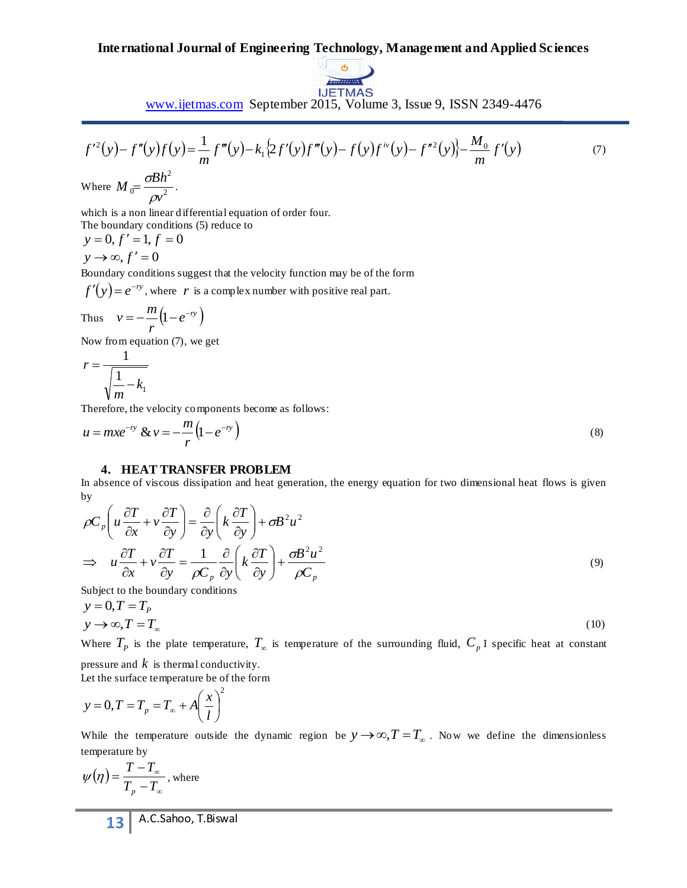$$f'^2(y) - f''(y)f(y) = \frac{1}{m} f'''(y) - k_1 \{2f'(y)f'''(y) - f(y)f^{iv}(y) - f''^2(y)\} - \frac{M_0}{m} f'(y) \tag{7}$$

Where $M_0 = \frac{\sigma B h^2}{\rho v^2}$.

which is a non linear differential equation of order four.

The boundary conditions (5) reduce to

$y = 0, f' = 1, f = 0$

$y \to \infty, f' = 0$

Boundary conditions suggest that the velocity function may be of the form

$f'(y) = e^{-ry}$, where $r$ is a complex number with positive real part.

Thus $\quad v = -\frac{m}{r}\left(1 - e^{-ry}\right)$

Now from equation (7), we get

$$r = \frac{1}{\sqrt{\frac{1}{m} - k_1}}$$

Therefore, the velocity components become as follows:

$$u = mxe^{-ry} \ \& \ v = -\frac{m}{r}\left(1 - e^{-ry}\right) \tag{8}$$

## 4. HEAT TRANSFER PROBLEM

In absence of viscous dissipation and heat generation, the energy equation for two dimensional heat flows is given by

$$\rho C_p \left( u \frac{\partial T}{\partial x} + v \frac{\partial T}{\partial y} \right) = \frac{\partial}{\partial y}\left( k \frac{\partial T}{\partial y} \right) + \sigma B^2 u^2$$

$$\Rightarrow \quad u \frac{\partial T}{\partial x} + v \frac{\partial T}{\partial y} = \frac{1}{\rho C_p} \frac{\partial}{\partial y}\left( k \frac{\partial T}{\partial y} \right) + \frac{\sigma B^2 u^2}{\rho C_p} \tag{9}$$

Subject to the boundary conditions

$y = 0, T = T_P$

$$y \to \infty, T = T_\infty \tag{10}$$

Where $T_P$ is the plate temperature, $T_\infty$ is temperature of the surrounding fluid, $C_p$ I specific heat at constant pressure and $k$ is thermal conductivity.

Let the surface temperature be of the form

$$y = 0, T = T_p = T_\infty + A\left(\frac{x}{l}\right)^2$$

While the temperature outside the dynamic region be $y \to \infty, T = T_\infty$. Now we define the dimensionless temperature by

$\psi(\eta) = \frac{T - T_\infty}{T_p - T_\infty}$, where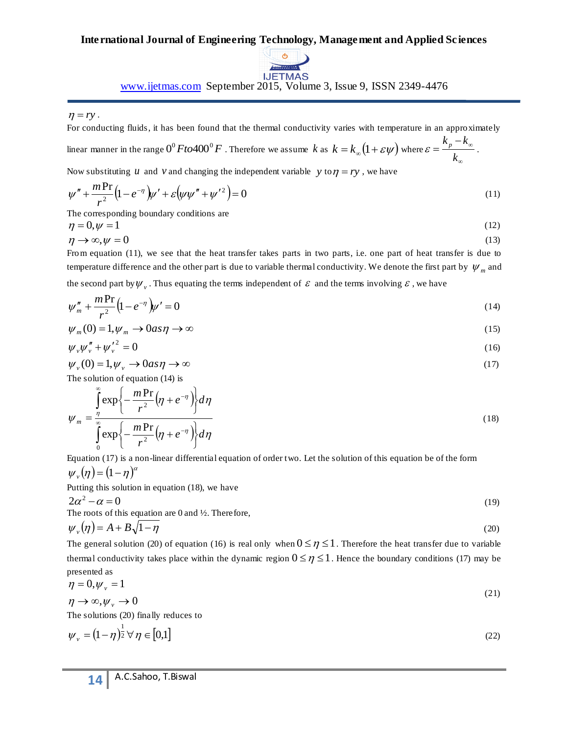$\eta = ry$.

For conducting fluids, it has been found that the thermal conductivity varies with temperature in an approximately linear manner in the range $0^0 F to 400^0 F$. Therefore we assume $k$ as $k = k_\infty(1+\varepsilon\psi)$ where $\varepsilon = \frac{k_p - k_\infty}{k_\infty}$.

Now substituting $u$ and $v$ and changing the independent variable $y$ to $\eta = ry$, we have

$$\psi'' + \frac{m\Pr}{r^2}\left(1-e^{-\eta}\right)\psi' + \varepsilon\left(\psi\psi'' + \psi'^2\right) = 0 \tag{11}$$

The corresponding boundary conditions are

$$\eta = 0, \psi = 1 \tag{12}$$

$$\eta \to \infty, \psi = 0 \tag{13}$$

From equation (11), we see that the heat transfer takes parts in two parts, i.e. one part of heat transfer is due to temperature difference and the other part is due to variable thermal conductivity. We denote the first part by $\psi_m$ and the second part by $\psi_v$. Thus equating the terms independent of $\varepsilon$ and the terms involving $\varepsilon$, we have

$$\psi_m'' + \frac{m\Pr}{r^2}\left(1-e^{-\eta}\right)\psi' = 0 \tag{14}$$

$$\psi_m(0) = 1, \psi_m \to 0 \, as \, \eta \to \infty \tag{15}$$

$$\psi_v\psi_v'' + \psi_v'^2 = 0 \tag{16}$$

$$\psi_v(0) = 1, \psi_v \to 0 \, as \, \eta \to \infty \tag{17}$$

The solution of equation (14) is

$$\psi_m = \frac{\int_\eta^\infty \exp\left\{-\frac{m\Pr}{r^2}\left(\eta + e^{-\eta}\right)\right\}d\eta}{\int_0^\infty \exp\left\{-\frac{m\Pr}{r^2}\left(\eta + e^{-\eta}\right)\right\}d\eta} \tag{18}$$

Equation (17) is a non-linear differential equation of order two. Let the solution of this equation be of the form

$\psi_v(\eta) = (1-\eta)^\alpha$

Putting this solution in equation (18), we have

$$2\alpha^2 - \alpha = 0 \tag{19}$$

The roots of this equation are 0 and ½. Therefore,

$$\psi_v(\eta) = A + B\sqrt{1-\eta} \tag{20}$$

The general solution (20) of equation (16) is real only when $0 \le \eta \le 1$. Therefore the heat transfer due to variable thermal conductivity takes place within the dynamic region $0 \le \eta \le 1$. Hence the boundary conditions (17) may be presented as

$$\eta = 0, \psi_v = 1$$
$$\eta \to \infty, \psi_v \to 0 \tag{21}$$

The solutions (20) finally reduces to

$$\psi_v = (1-\eta)^{\frac{1}{2}} \forall \eta \in [0,1] \tag{22}$$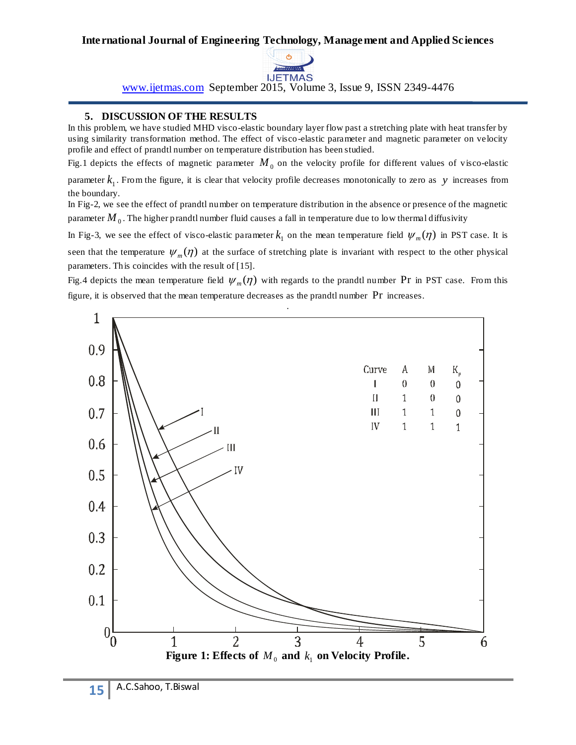## 5. DISCUSSION OF THE RESULTS

In this problem, we have studied MHD visco-elastic boundary layer flow past a stretching plate with heat transfer by using similarity transformation method. The effect of visco-elastic parameter and magnetic parameter on velocity profile and effect of prandtl number on temperature distribution has been studied.

Fig.1 depicts the effects of magnetic parameter $M_0$ on the velocity profile for different values of visco-elastic parameter $k_1$. From the figure, it is clear that velocity profile decreases monotonically to zero as $y$ increases from the boundary.

In Fig-2, we see the effect of prandtl number on temperature distribution in the absence or presence of the magnetic parameter $M_0$. The higher prandtl number fluid causes a fall in temperature due to low thermal diffusivity

In Fig-3, we see the effect of visco-elastic parameter $k_1$ on the mean temperature field $\psi_m(\eta)$ in PST case. It is seen that the temperature $\psi_m(\eta)$ at the surface of stretching plate is invariant with respect to the other physical parameters. This coincides with the result of [15].

Fig.4 depicts the mean temperature field $\psi_m(\eta)$ with regards to the prandtl number Pr in PST case. From this figure, it is observed that the mean temperature decreases as the prandtl number Pr increases.

| Curve | A | M | $K_p$ |
|---|---|---|---|
| I | 0 | 0 | 0 |
| II | 1 | 0 | 0 |
| III | 1 | 1 | 0 |
| IV | 1 | 1 | 1 |

**Figure 1: Effects of $M_0$ and $k_1$ on Velocity Profile.**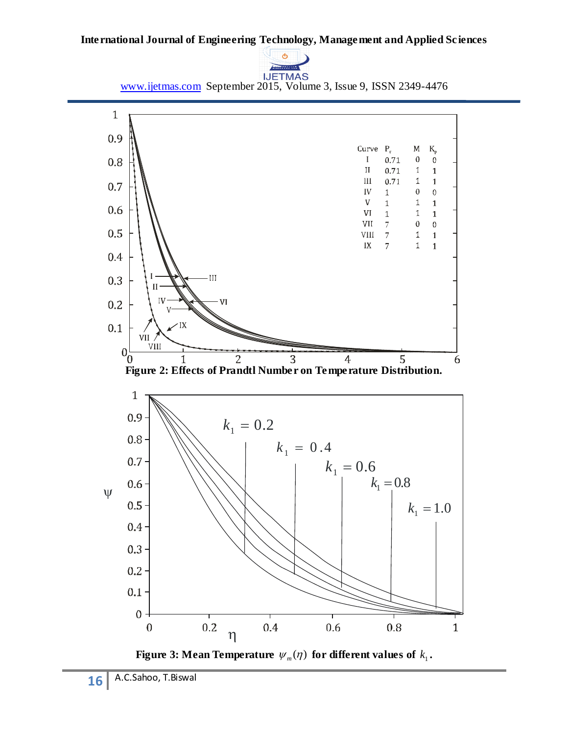**Figure 2: Effects of Prandtl Number on Temperature Distribution.**

**Figure 3: Mean Temperature $\psi_m(\eta)$ for different values of $k_1$.**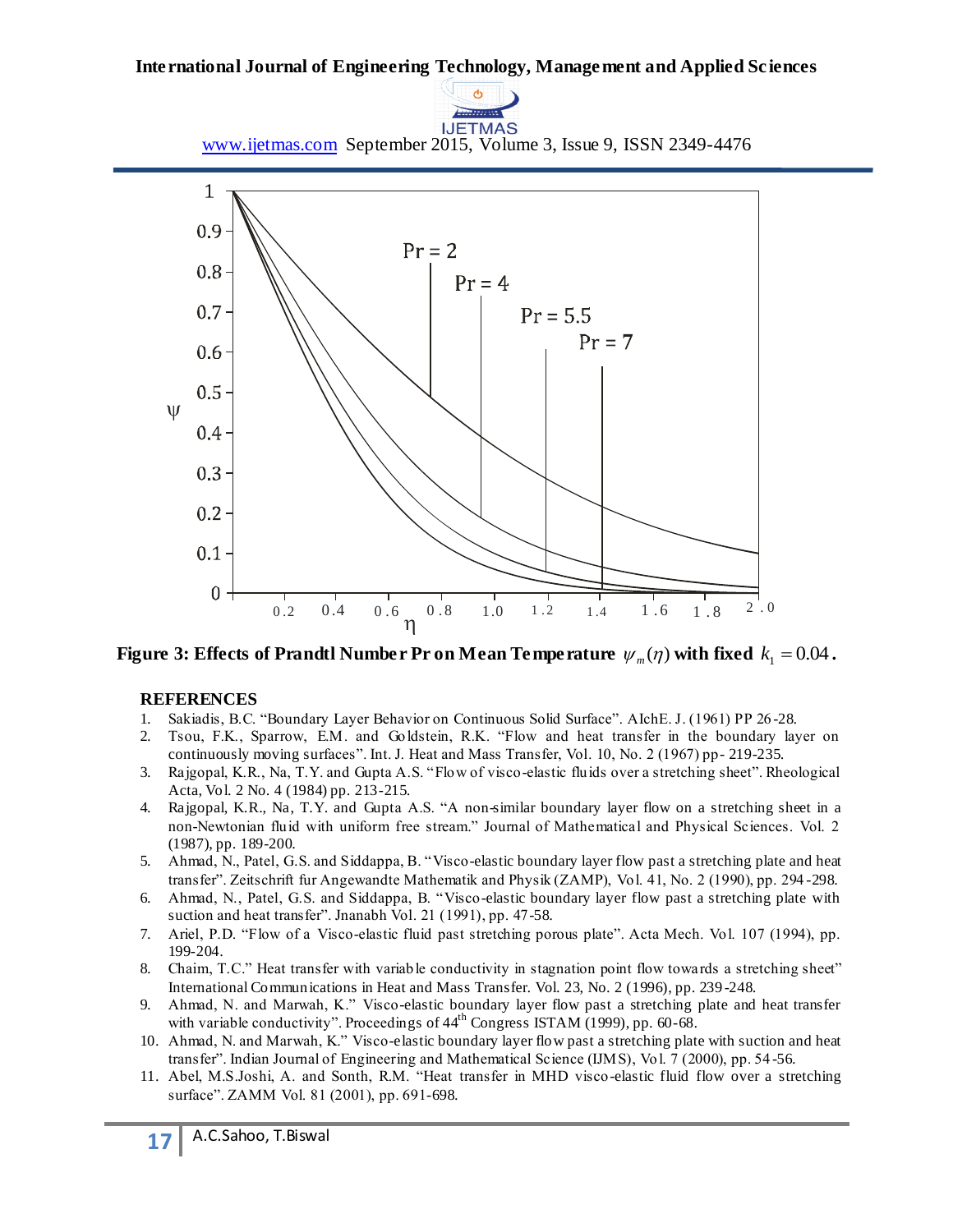**Figure 3: Effects of Prandtl Number Pr on Mean Temperature $\psi_m(\eta)$ with fixed $k_1 = 0.04$.**

## REFERENCES

1. Sakiadis, B.C. "Boundary Layer Behavior on Continuous Solid Surface". AIchE. J. (1961) PP 26-28.
2. Tsou, F.K., Sparrow, E.M. and Goldstein, R.K. "Flow and heat transfer in the boundary layer on continuously moving surfaces". Int. J. Heat and Mass Transfer, Vol. 10, No. 2 (1967) pp- 219-235.
3. Rajgopal, K.R., Na, T.Y. and Gupta A.S. "Flow of visco-elastic fluids over a stretching sheet". Rheological Acta, Vol. 2 No. 4 (1984) pp. 213-215.
4. Rajgopal, K.R., Na, T.Y. and Gupta A.S. "A non-similar boundary layer flow on a stretching sheet in a non-Newtonian fluid with uniform free stream." Journal of Mathematical and Physical Sciences. Vol. 2 (1987), pp. 189-200.
5. Ahmad, N., Patel, G.S. and Siddappa, B. "Visco-elastic boundary layer flow past a stretching plate and heat transfer". Zeitschrift fur Angewandte Mathematik and Physik (ZAMP), Vol. 41, No. 2 (1990), pp. 294-298.
6. Ahmad, N., Patel, G.S. and Siddappa, B. "Visco-elastic boundary layer flow past a stretching plate with suction and heat transfer". Jnanabh Vol. 21 (1991), pp. 47-58.
7. Ariel, P.D. "Flow of a Visco-elastic fluid past stretching porous plate". Acta Mech. Vol. 107 (1994), pp. 199-204.
8. Chaim, T.C." Heat transfer with variable conductivity in stagnation point flow towards a stretching sheet" International Communications in Heat and Mass Transfer. Vol. 23, No. 2 (1996), pp. 239-248.
9. Ahmad, N. and Marwah, K." Visco-elastic boundary layer flow past a stretching plate and heat transfer with variable conductivity". Proceedings of 44th Congress ISTAM (1999), pp. 60-68.
10. Ahmad, N. and Marwah, K." Visco-elastic boundary layer flow past a stretching plate with suction and heat transfer". Indian Journal of Engineering and Mathematical Science (IJMS), Vol. 7 (2000), pp. 54-56.
11. Abel, M.S.Joshi, A. and Sonth, R.M. "Heat transfer in MHD visco-elastic fluid flow over a stretching surface". ZAMM Vol. 81 (2001), pp. 691-698.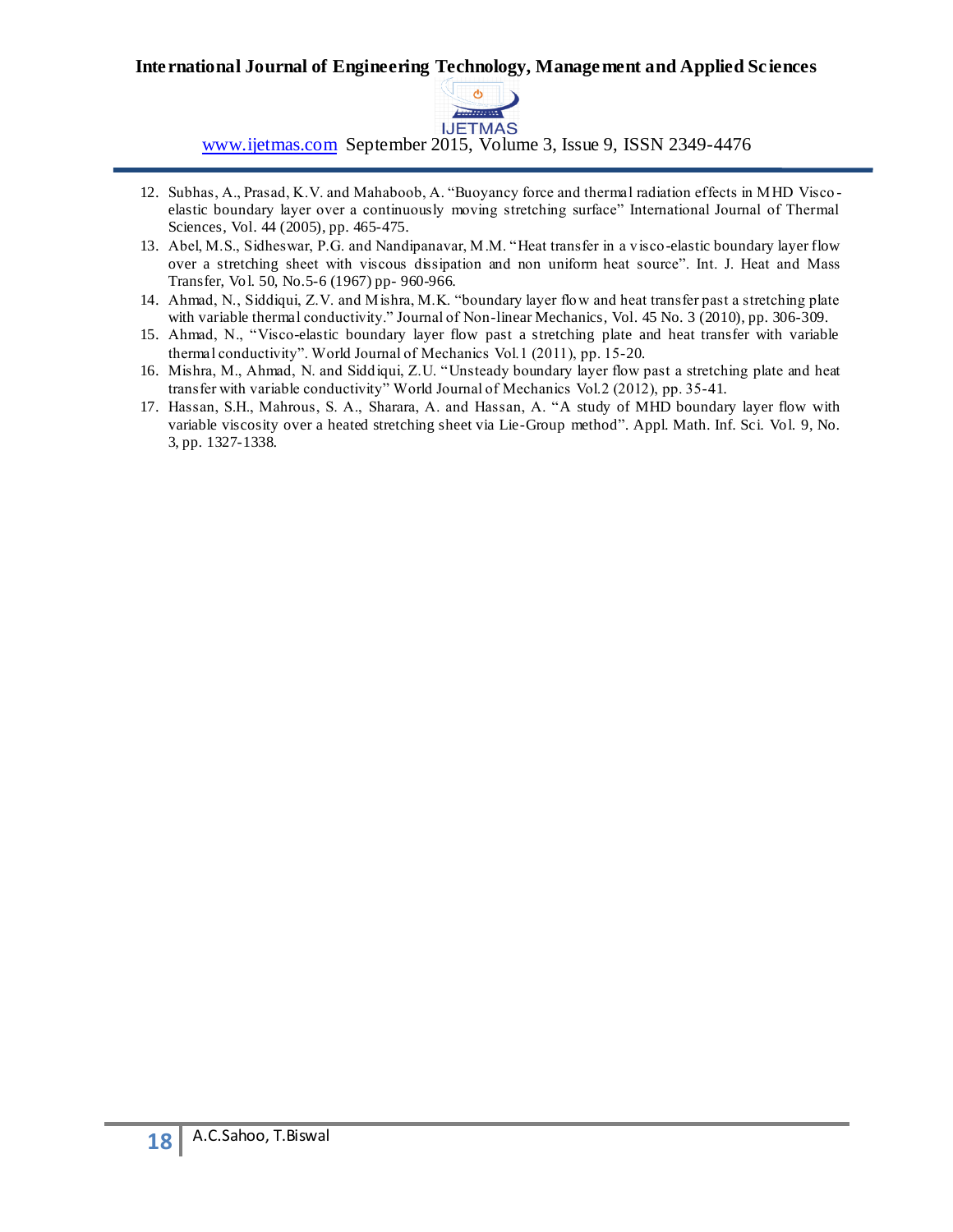12. Subhas, A., Prasad, K.V. and Mahaboob, A. "Buoyancy force and thermal radiation effects in MHD Visco-elastic boundary layer over a continuously moving stretching surface" International Journal of Thermal Sciences, Vol. 44 (2005), pp. 465-475.
13. Abel, M.S., Sidheswar, P.G. and Nandipanavar, M.M. "Heat transfer in a visco-elastic boundary layer flow over a stretching sheet with viscous dissipation and non uniform heat source". Int. J. Heat and Mass Transfer, Vol. 50, No.5-6 (1967) pp- 960-966.
14. Ahmad, N., Siddiqui, Z.V. and Mishra, M.K. "boundary layer flow and heat transfer past a stretching plate with variable thermal conductivity." Journal of Non-linear Mechanics, Vol. 45 No. 3 (2010), pp. 306-309.
15. Ahmad, N., "Visco-elastic boundary layer flow past a stretching plate and heat transfer with variable thermal conductivity". World Journal of Mechanics Vol.1 (2011), pp. 15-20.
16. Mishra, M., Ahmad, N. and Siddiqui, Z.U. "Unsteady boundary layer flow past a stretching plate and heat transfer with variable conductivity" World Journal of Mechanics Vol.2 (2012), pp. 35-41.
17. Hassan, S.H., Mahrous, S. A., Sharara, A. and Hassan, A. "A study of MHD boundary layer flow with variable viscosity over a heated stretching sheet via Lie-Group method". Appl. Math. Inf. Sci. Vol. 9, No. 3, pp. 1327-1338.